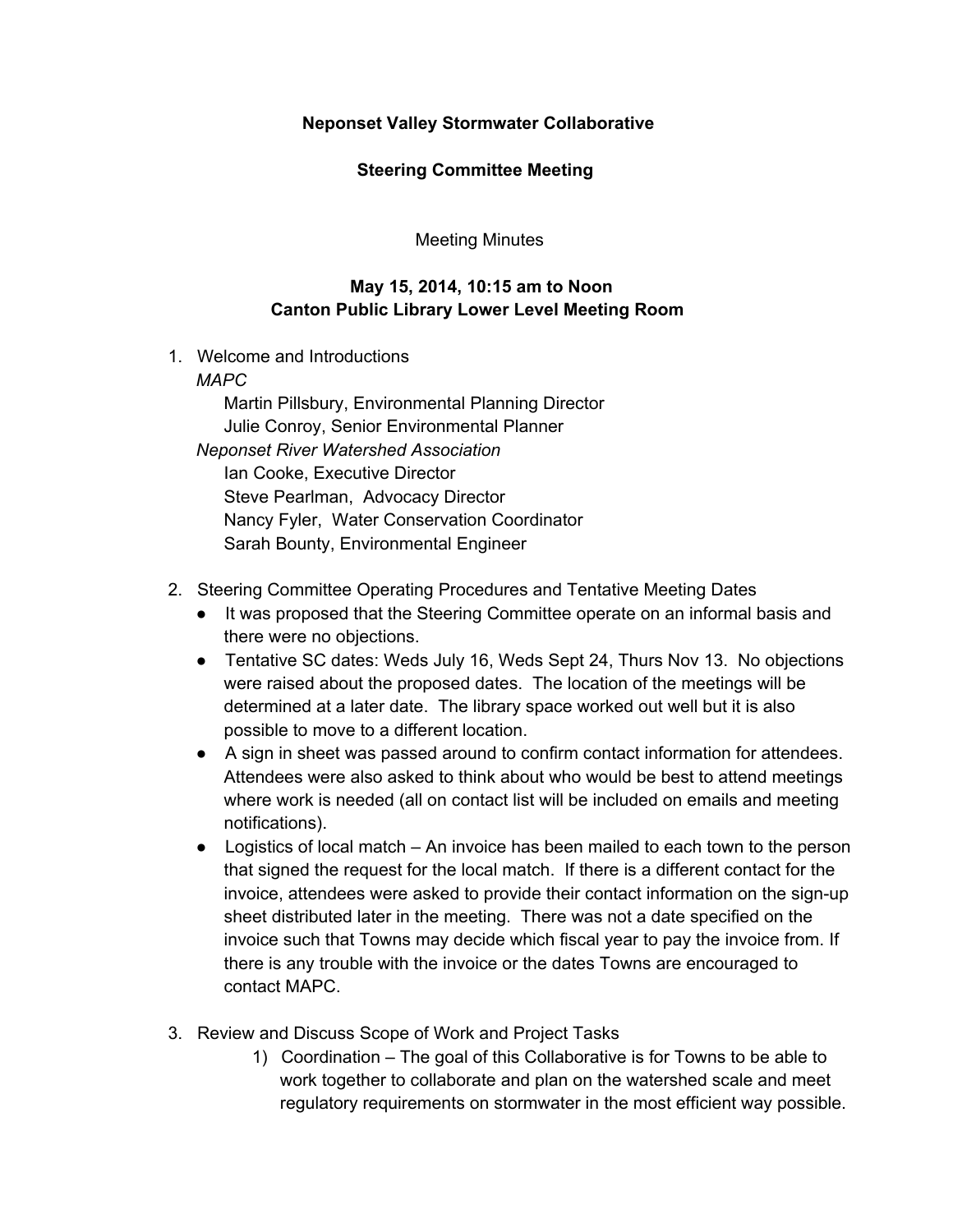**Neponset Valley Stormwater Collaborative**

**Steering Committee Meeting**

Meeting Minutes

**May 15, 2014, 10:15 am to Noon**
**Canton Public Library Lower Level Meeting Room**

1. Welcome and Introductions
   *MAPC*
      Martin Pillsbury, Environmental Planning Director
      Julie Conroy, Senior Environmental Planner
   *Neponset River Watershed Association*
      Ian Cooke, Executive Director
      Steve Pearlman, Advocacy Director
      Nancy Fyler, Water Conservation Coordinator
      Sarah Bounty, Environmental Engineer

2. Steering Committee Operating Procedures and Tentative Meeting Dates
   - It was proposed that the Steering Committee operate on an informal basis and there were no objections.
   - Tentative SC dates: Weds July 16, Weds Sept 24, Thurs Nov 13. No objections were raised about the proposed dates. The location of the meetings will be determined at a later date. The library space worked out well but it is also possible to move to a different location.
   - A sign in sheet was passed around to confirm contact information for attendees. Attendees were also asked to think about who would be best to attend meetings where work is needed (all on contact list will be included on emails and meeting notifications).
   - Logistics of local match – An invoice has been mailed to each town to the person that signed the request for the local match. If there is a different contact for the invoice, attendees were asked to provide their contact information on the sign-up sheet distributed later in the meeting. There was not a date specified on the invoice such that Towns may decide which fiscal year to pay the invoice from. If there is any trouble with the invoice or the dates Towns are encouraged to contact MAPC.

3. Review and Discuss Scope of Work and Project Tasks
   1) Coordination – The goal of this Collaborative is for Towns to be able to work together to collaborate and plan on the watershed scale and meet regulatory requirements on stormwater in the most efficient way possible.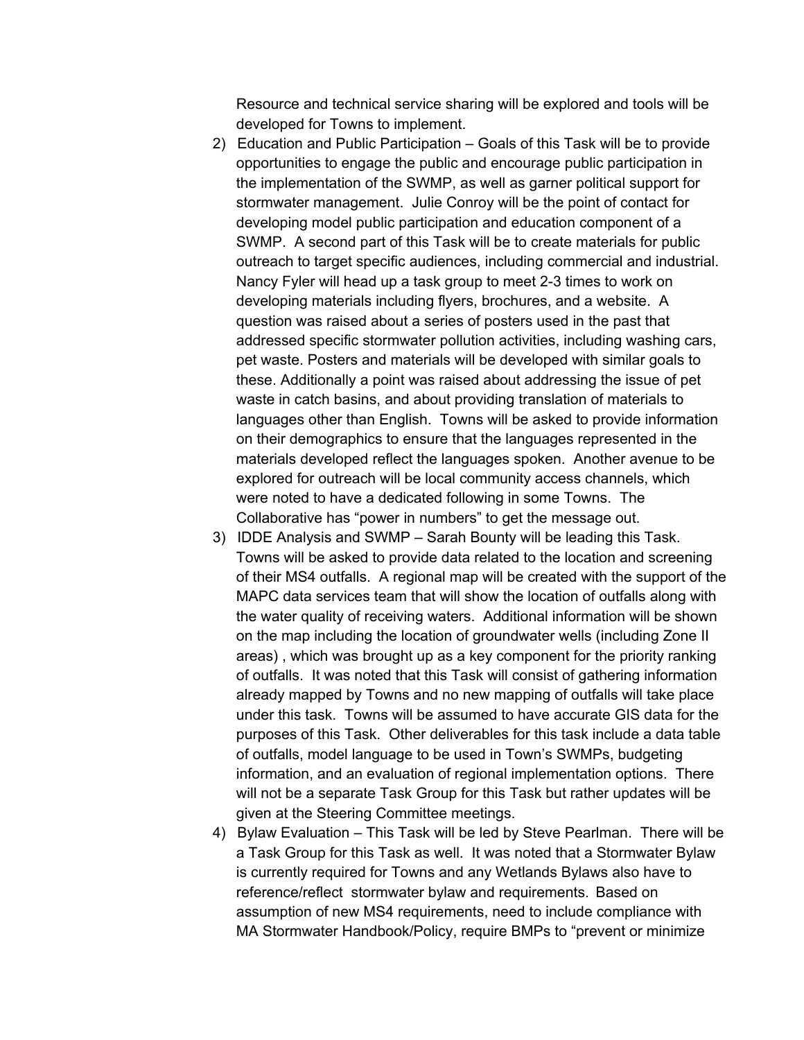Resource and technical service sharing will be explored and tools will be developed for Towns to implement.

2) Education and Public Participation – Goals of this Task will be to provide opportunities to engage the public and encourage public participation in the implementation of the SWMP, as well as garner political support for stormwater management. Julie Conroy will be the point of contact for developing model public participation and education component of a SWMP. A second part of this Task will be to create materials for public outreach to target specific audiences, including commercial and industrial. Nancy Fyler will head up a task group to meet 2-3 times to work on developing materials including flyers, brochures, and a website. A question was raised about a series of posters used in the past that addressed specific stormwater pollution activities, including washing cars, pet waste. Posters and materials will be developed with similar goals to these. Additionally a point was raised about addressing the issue of pet waste in catch basins, and about providing translation of materials to languages other than English. Towns will be asked to provide information on their demographics to ensure that the languages represented in the materials developed reflect the languages spoken. Another avenue to be explored for outreach will be local community access channels, which were noted to have a dedicated following in some Towns. The Collaborative has "power in numbers" to get the message out.

3) IDDE Analysis and SWMP – Sarah Bounty will be leading this Task. Towns will be asked to provide data related to the location and screening of their MS4 outfalls. A regional map will be created with the support of the MAPC data services team that will show the location of outfalls along with the water quality of receiving waters. Additional information will be shown on the map including the location of groundwater wells (including Zone II areas) , which was brought up as a key component for the priority ranking of outfalls. It was noted that this Task will consist of gathering information already mapped by Towns and no new mapping of outfalls will take place under this task. Towns will be assumed to have accurate GIS data for the purposes of this Task. Other deliverables for this task include a data table of outfalls, model language to be used in Town's SWMPs, budgeting information, and an evaluation of regional implementation options. There will not be a separate Task Group for this Task but rather updates will be given at the Steering Committee meetings.

4) Bylaw Evaluation – This Task will be led by Steve Pearlman. There will be a Task Group for this Task as well. It was noted that a Stormwater Bylaw is currently required for Towns and any Wetlands Bylaws also have to reference/reflect stormwater bylaw and requirements. Based on assumption of new MS4 requirements, need to include compliance with MA Stormwater Handbook/Policy, require BMPs to "prevent or minimize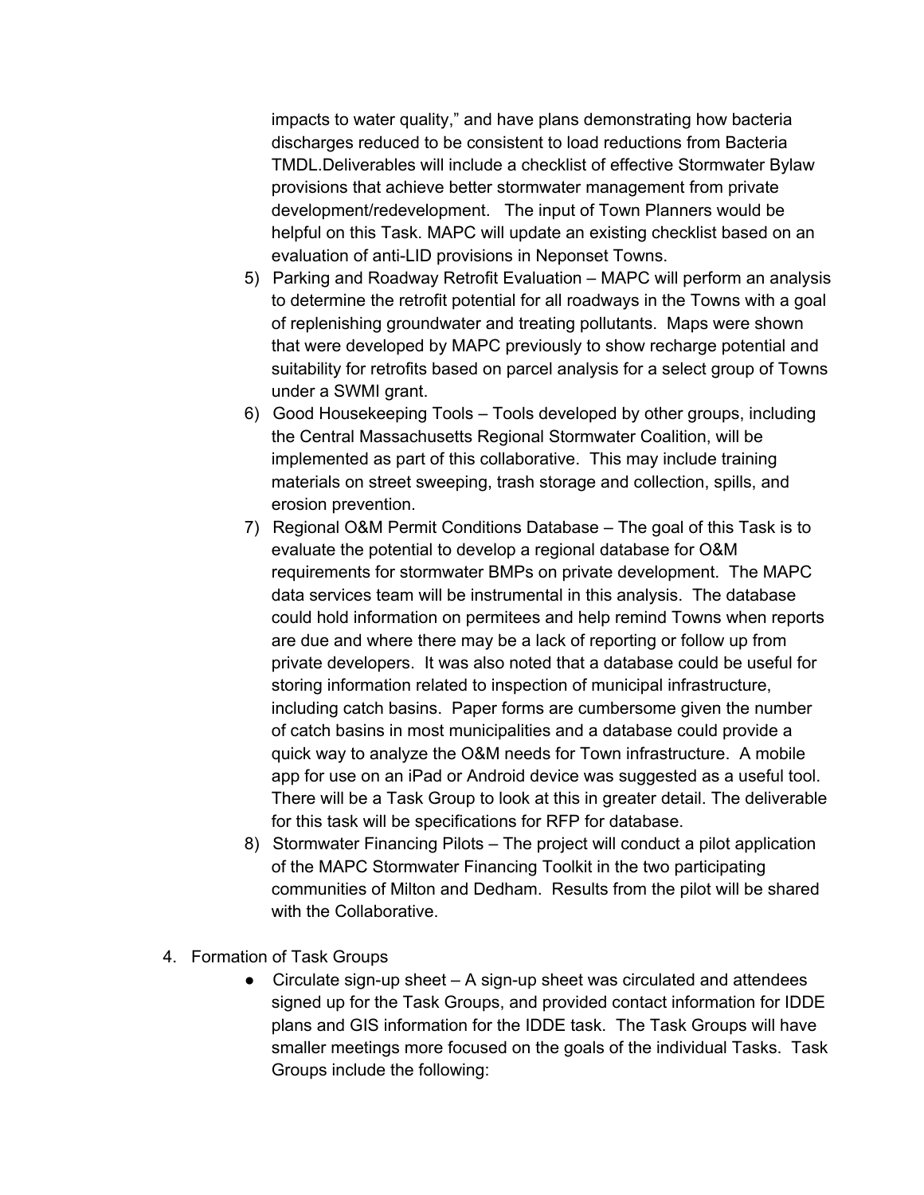impacts to water quality," and have plans demonstrating how bacteria discharges reduced to be consistent to load reductions from Bacteria TMDL.Deliverables will include a checklist of effective Stormwater Bylaw provisions that achieve better stormwater management from private development/redevelopment. The input of Town Planners would be helpful on this Task. MAPC will update an existing checklist based on an evaluation of anti-LID provisions in Neponset Towns.

5) Parking and Roadway Retrofit Evaluation – MAPC will perform an analysis to determine the retrofit potential for all roadways in the Towns with a goal of replenishing groundwater and treating pollutants. Maps were shown that were developed by MAPC previously to show recharge potential and suitability for retrofits based on parcel analysis for a select group of Towns under a SWMI grant.
6) Good Housekeeping Tools – Tools developed by other groups, including the Central Massachusetts Regional Stormwater Coalition, will be implemented as part of this collaborative. This may include training materials on street sweeping, trash storage and collection, spills, and erosion prevention.
7) Regional O&M Permit Conditions Database – The goal of this Task is to evaluate the potential to develop a regional database for O&M requirements for stormwater BMPs on private development. The MAPC data services team will be instrumental in this analysis. The database could hold information on permitees and help remind Towns when reports are due and where there may be a lack of reporting or follow up from private developers. It was also noted that a database could be useful for storing information related to inspection of municipal infrastructure, including catch basins. Paper forms are cumbersome given the number of catch basins in most municipalities and a database could provide a quick way to analyze the O&M needs for Town infrastructure. A mobile app for use on an iPad or Android device was suggested as a useful tool. There will be a Task Group to look at this in greater detail. The deliverable for this task will be specifications for RFP for database.
8) Stormwater Financing Pilots – The project will conduct a pilot application of the MAPC Stormwater Financing Toolkit in the two participating communities of Milton and Dedham. Results from the pilot will be shared with the Collaborative.

4. Formation of Task Groups
   - Circulate sign-up sheet – A sign-up sheet was circulated and attendees signed up for the Task Groups, and provided contact information for IDDE plans and GIS information for the IDDE task. The Task Groups will have smaller meetings more focused on the goals of the individual Tasks. Task Groups include the following: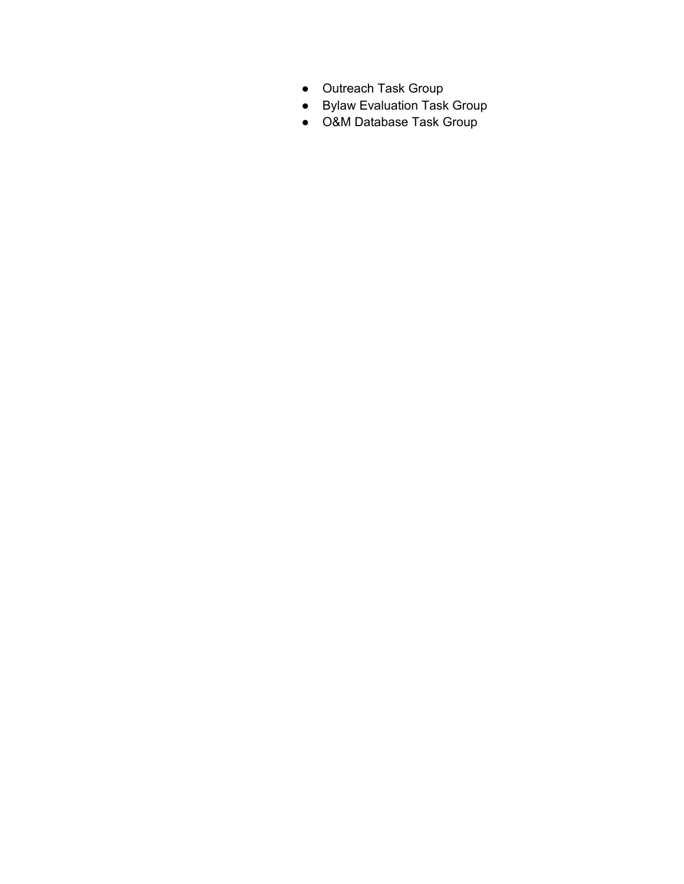- Outreach Task Group
- Bylaw Evaluation Task Group
- O&M Database Task Group